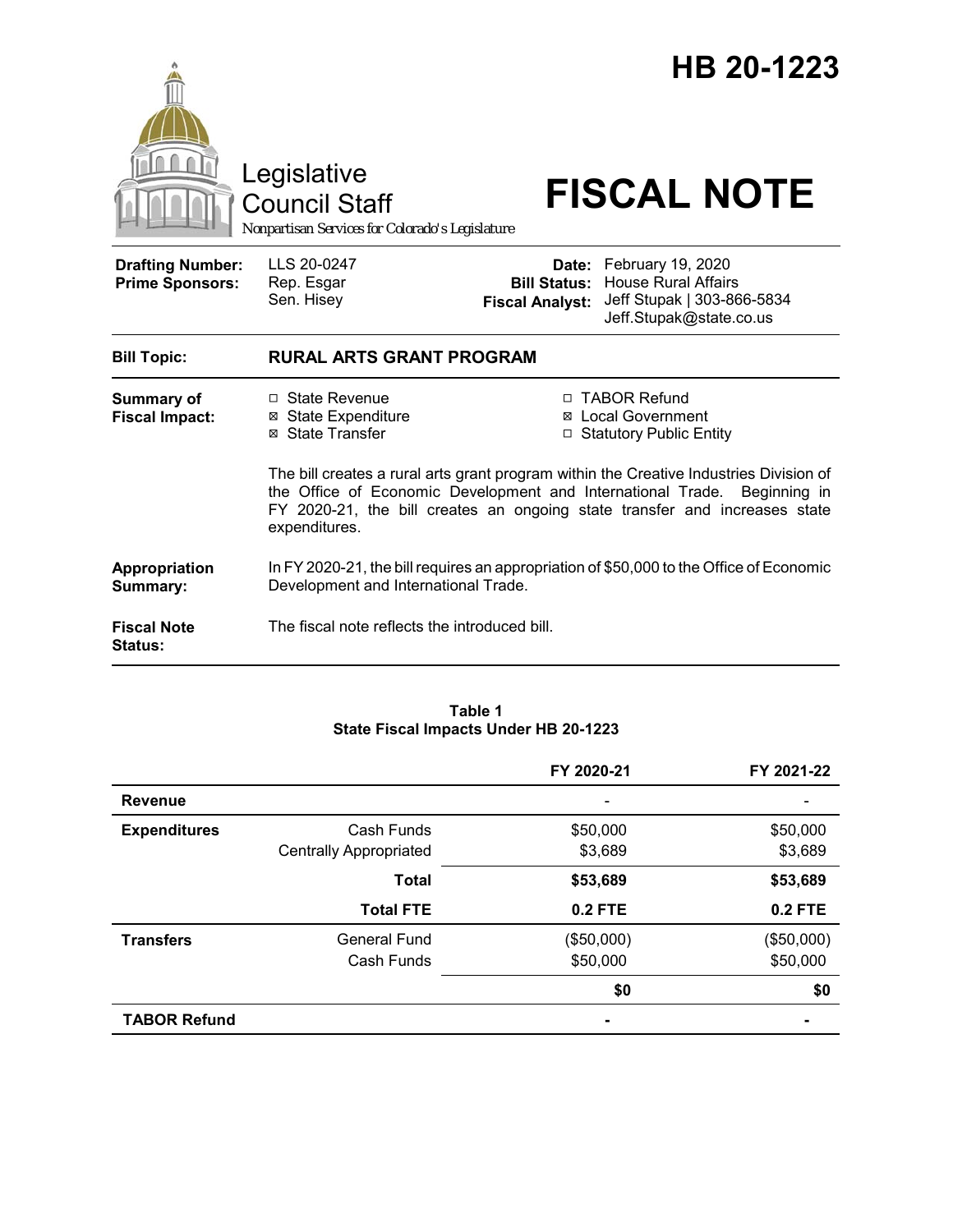# HB 20-1223

Legislative Council Staff

*Nonpartisan Services for Colorado's Legislature*

# FISCAL NOTE

| | | | |
|---|---|---|---|
| **Drafting Number:** | LLS 20-0247 | **Date:** | February 19, 2020 |
| **Prime Sponsors:** | Rep. Esgar<br>Sen. Hisey | **Bill Status:** | House Rural Affairs |
| | | **Fiscal Analyst:** | Jeff Stupak \| 303-866-5834<br>Jeff.Stupak@state.co.us |

**Bill Topic:** **RURAL ARTS GRANT PROGRAM**

**Summary of Fiscal Impact:**

- ☐ State Revenue
- ☒ State Expenditure
- ☒ State Transfer
- ☐ TABOR Refund
- ☒ Local Government
- ☐ Statutory Public Entity

The bill creates a rural arts grant program within the Creative Industries Division of the Office of Economic Development and International Trade. Beginning in FY 2020-21, the bill creates an ongoing state transfer and increases state expenditures.

**Appropriation Summary:** In FY 2020-21, the bill requires an appropriation of $50,000 to the Office of Economic Development and International Trade.

**Fiscal Note Status:** The fiscal note reflects the introduced bill.

**Table 1**
**State Fiscal Impacts Under HB 20-1223**

| | | FY 2020-21 | FY 2021-22 |
|---|---|---|---|
| **Revenue** | | - | - |
| **Expenditures** | Cash Funds | $50,000 | $50,000 |
| | Centrally Appropriated | $3,689 | $3,689 |
| | **Total** | **$53,689** | **$53,689** |
| | **Total FTE** | **0.2 FTE** | **0.2 FTE** |
| **Transfers** | General Fund | ($50,000) | ($50,000) |
| | Cash Funds | $50,000 | $50,000 |
| | | **$0** | **$0** |
| **TABOR Refund** | | **-** | **-** |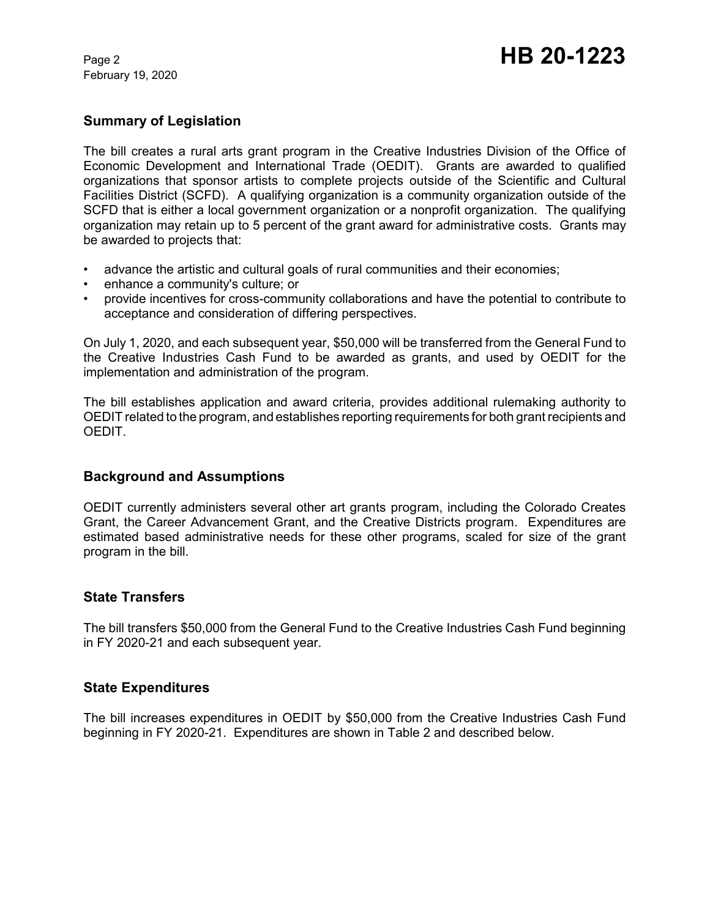## Summary of Legislation

The bill creates a rural arts grant program in the Creative Industries Division of the Office of Economic Development and International Trade (OEDIT). Grants are awarded to qualified organizations that sponsor artists to complete projects outside of the Scientific and Cultural Facilities District (SCFD). A qualifying organization is a community organization outside of the SCFD that is either a local government organization or a nonprofit organization. The qualifying organization may retain up to 5 percent of the grant award for administrative costs. Grants may be awarded to projects that:

- advance the artistic and cultural goals of rural communities and their economies;
- enhance a community's culture; or
- provide incentives for cross-community collaborations and have the potential to contribute to acceptance and consideration of differing perspectives.

On July 1, 2020, and each subsequent year, $50,000 will be transferred from the General Fund to the Creative Industries Cash Fund to be awarded as grants, and used by OEDIT for the implementation and administration of the program.

The bill establishes application and award criteria, provides additional rulemaking authority to OEDIT related to the program, and establishes reporting requirements for both grant recipients and OEDIT.

## Background and Assumptions

OEDIT currently administers several other art grants program, including the Colorado Creates Grant, the Career Advancement Grant, and the Creative Districts program. Expenditures are estimated based administrative needs for these other programs, scaled for size of the grant program in the bill.

## State Transfers

The bill transfers $50,000 from the General Fund to the Creative Industries Cash Fund beginning in FY 2020-21 and each subsequent year.

## State Expenditures

The bill increases expenditures in OEDIT by $50,000 from the Creative Industries Cash Fund beginning in FY 2020-21. Expenditures are shown in Table 2 and described below.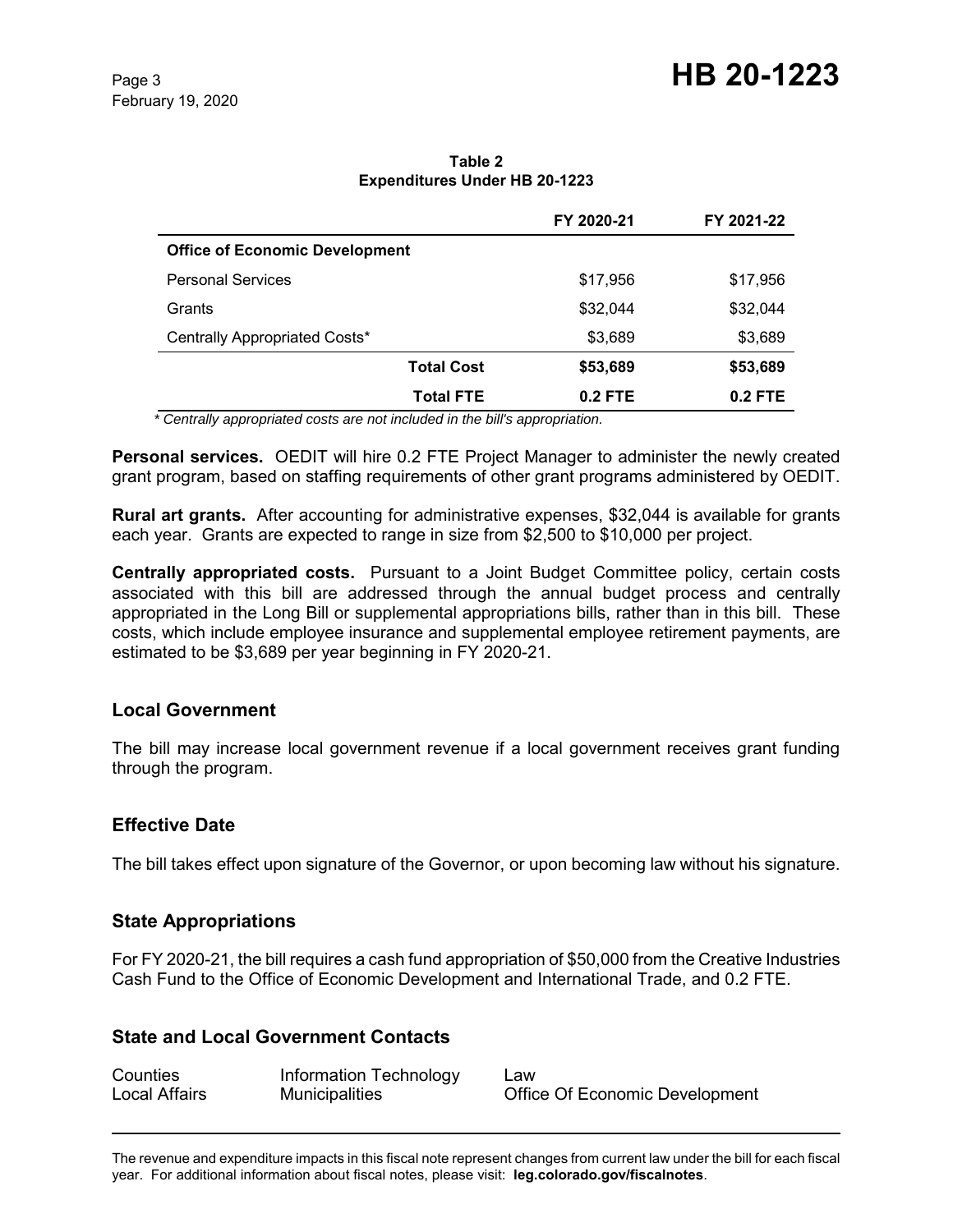**Table 2**
**Expenditures Under HB 20-1223**

| | FY 2020-21 | FY 2021-22 |
|---|---|---|
| **Office of Economic Development** | | |
| Personal Services | $17,956 | $17,956 |
| Grants | $32,044 | $32,044 |
| Centrally Appropriated Costs* | $3,689 | $3,689 |
| **Total Cost** | **$53,689** | **$53,689** |
| **Total FTE** | **0.2 FTE** | **0.2 FTE** |

*\* Centrally appropriated costs are not included in the bill's appropriation.*

**Personal services.** OEDIT will hire 0.2 FTE Project Manager to administer the newly created grant program, based on staffing requirements of other grant programs administered by OEDIT.

**Rural art grants.** After accounting for administrative expenses, $32,044 is available for grants each year. Grants are expected to range in size from $2,500 to $10,000 per project.

**Centrally appropriated costs.** Pursuant to a Joint Budget Committee policy, certain costs associated with this bill are addressed through the annual budget process and centrally appropriated in the Long Bill or supplemental appropriations bills, rather than in this bill. These costs, which include employee insurance and supplemental employee retirement payments, are estimated to be $3,689 per year beginning in FY 2020-21.

## Local Government

The bill may increase local government revenue if a local government receives grant funding through the program.

## Effective Date

The bill takes effect upon signature of the Governor, or upon becoming law without his signature.

## State Appropriations

For FY 2020-21, the bill requires a cash fund appropriation of $50,000 from the Creative Industries Cash Fund to the Office of Economic Development and International Trade, and 0.2 FTE.

## State and Local Government Contacts

| | | |
|---|---|---|
| Counties | Information Technology | Law |
| Local Affairs | Municipalities | Office Of Economic Development |

The revenue and expenditure impacts in this fiscal note represent changes from current law under the bill for each fiscal year. For additional information about fiscal notes, please visit: **leg.colorado.gov/fiscalnotes**.